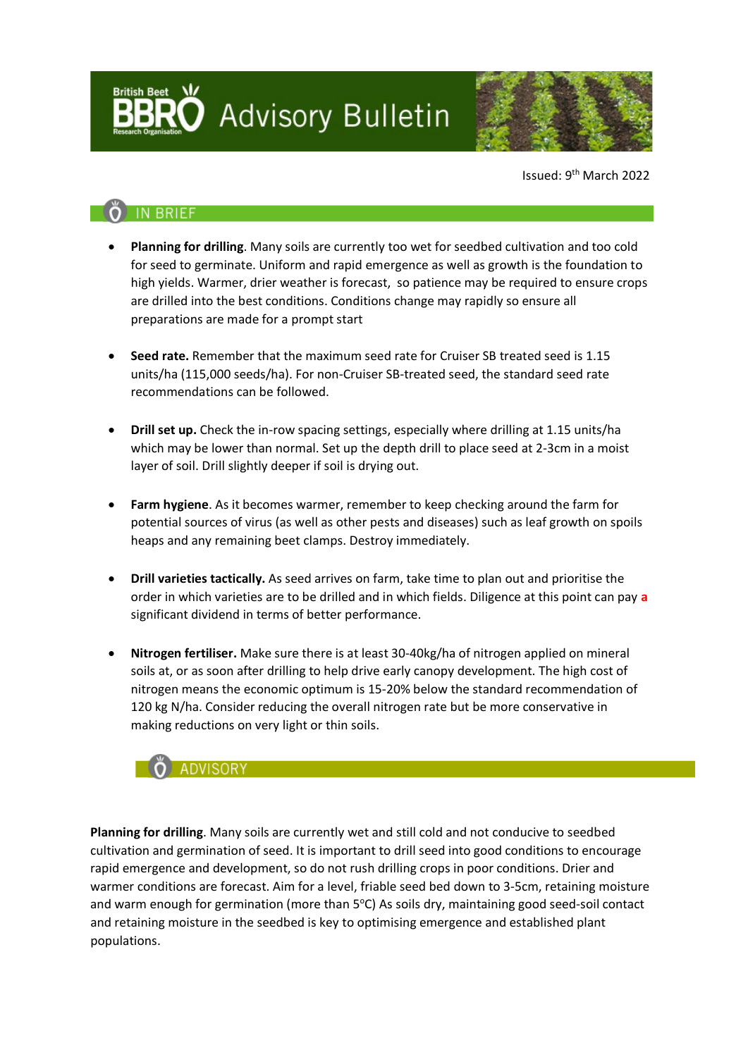# British Beet BBRO Research Organisation Advisory Bulletin

Issued: 9th March 2022

## IN BRIEF

- **Planning for drilling**. Many soils are currently too wet for seedbed cultivation and too cold for seed to germinate. Uniform and rapid emergence as well as growth is the foundation to high yields. Warmer, drier weather is forecast, so patience may be required to ensure crops are drilled into the best conditions. Conditions change may rapidly so ensure all preparations are made for a prompt start

- **Seed rate.** Remember that the maximum seed rate for Cruiser SB treated seed is 1.15 units/ha (115,000 seeds/ha). For non-Cruiser SB-treated seed, the standard seed rate recommendations can be followed.

- **Drill set up.** Check the in-row spacing settings, especially where drilling at 1.15 units/ha which may be lower than normal. Set up the depth drill to place seed at 2-3cm in a moist layer of soil. Drill slightly deeper if soil is drying out.

- **Farm hygiene**. As it becomes warmer, remember to keep checking around the farm for potential sources of virus (as well as other pests and diseases) such as leaf growth on spoils heaps and any remaining beet clamps. Destroy immediately.

- **Drill varieties tactically.** As seed arrives on farm, take time to plan out and prioritise the order in which varieties are to be drilled and in which fields. Diligence at this point can pay a significant dividend in terms of better performance.

- **Nitrogen fertiliser.** Make sure there is at least 30-40kg/ha of nitrogen applied on mineral soils at, or as soon after drilling to help drive early canopy development. The high cost of nitrogen means the economic optimum is 15-20% below the standard recommendation of 120 kg N/ha. Consider reducing the overall nitrogen rate but be more conservative in making reductions on very light or thin soils.

## ADVISORY

**Planning for drilling**. Many soils are currently wet and still cold and not conducive to seedbed cultivation and germination of seed. It is important to drill seed into good conditions to encourage rapid emergence and development, so do not rush drilling crops in poor conditions. Drier and warmer conditions are forecast. Aim for a level, friable seed bed down to 3-5cm, retaining moisture and warm enough for germination (more than 5°C) As soils dry, maintaining good seed-soil contact and retaining moisture in the seedbed is key to optimising emergence and established plant populations.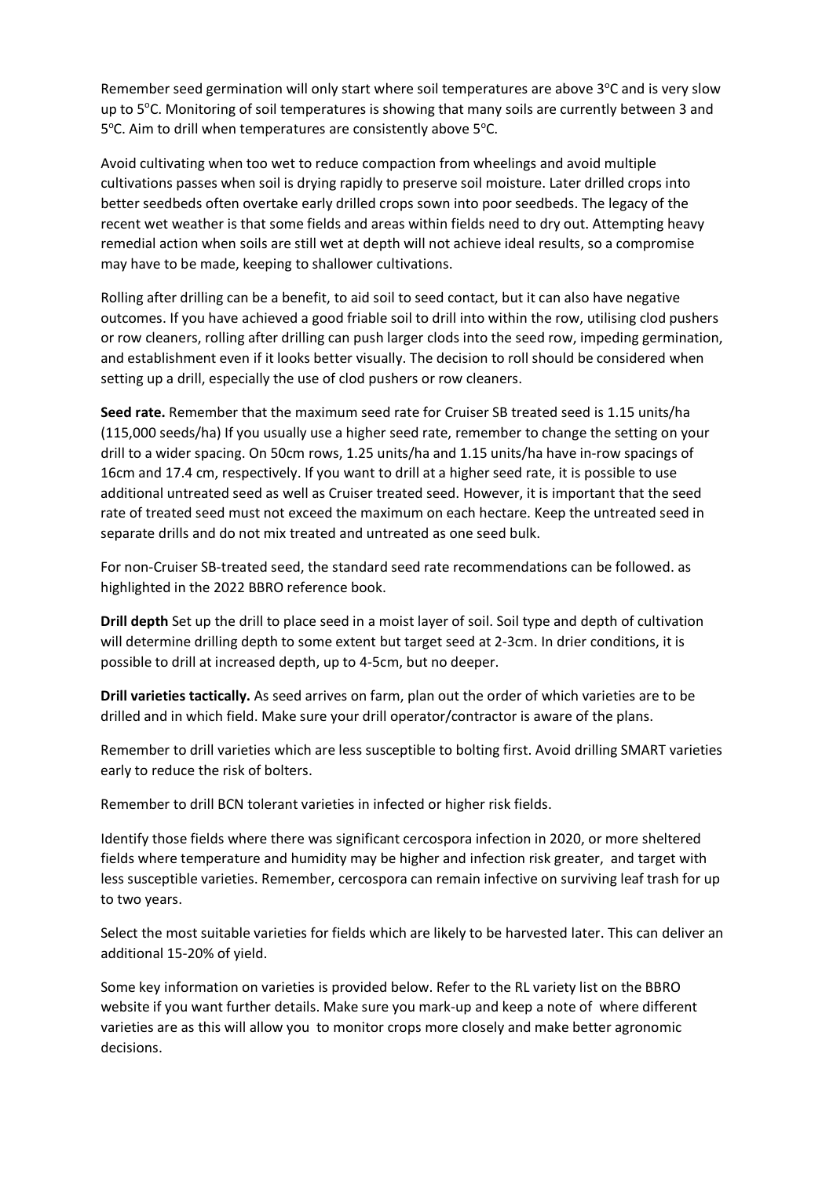Remember seed germination will only start where soil temperatures are above 3°C and is very slow up to 5°C. Monitoring of soil temperatures is showing that many soils are currently between 3 and 5°C. Aim to drill when temperatures are consistently above 5°C.

Avoid cultivating when too wet to reduce compaction from wheelings and avoid multiple cultivations passes when soil is drying rapidly to preserve soil moisture. Later drilled crops into better seedbeds often overtake early drilled crops sown into poor seedbeds. The legacy of the recent wet weather is that some fields and areas within fields need to dry out. Attempting heavy remedial action when soils are still wet at depth will not achieve ideal results, so a compromise may have to be made, keeping to shallower cultivations.

Rolling after drilling can be a benefit, to aid soil to seed contact, but it can also have negative outcomes. If you have achieved a good friable soil to drill into within the row, utilising clod pushers or row cleaners, rolling after drilling can push larger clods into the seed row, impeding germination, and establishment even if it looks better visually. The decision to roll should be considered when setting up a drill, especially the use of clod pushers or row cleaners.

**Seed rate.** Remember that the maximum seed rate for Cruiser SB treated seed is 1.15 units/ha (115,000 seeds/ha) If you usually use a higher seed rate, remember to change the setting on your drill to a wider spacing. On 50cm rows, 1.25 units/ha and 1.15 units/ha have in-row spacings of 16cm and 17.4 cm, respectively. If you want to drill at a higher seed rate, it is possible to use additional untreated seed as well as Cruiser treated seed. However, it is important that the seed rate of treated seed must not exceed the maximum on each hectare. Keep the untreated seed in separate drills and do not mix treated and untreated as one seed bulk.

For non-Cruiser SB-treated seed, the standard seed rate recommendations can be followed. as highlighted in the 2022 BBRO reference book.

**Drill depth** Set up the drill to place seed in a moist layer of soil. Soil type and depth of cultivation will determine drilling depth to some extent but target seed at 2-3cm. In drier conditions, it is possible to drill at increased depth, up to 4-5cm, but no deeper.

**Drill varieties tactically.** As seed arrives on farm, plan out the order of which varieties are to be drilled and in which field. Make sure your drill operator/contractor is aware of the plans.

Remember to drill varieties which are less susceptible to bolting first. Avoid drilling SMART varieties early to reduce the risk of bolters.

Remember to drill BCN tolerant varieties in infected or higher risk fields.

Identify those fields where there was significant cercospora infection in 2020, or more sheltered fields where temperature and humidity may be higher and infection risk greater, and target with less susceptible varieties. Remember, cercospora can remain infective on surviving leaf trash for up to two years.

Select the most suitable varieties for fields which are likely to be harvested later. This can deliver an additional 15-20% of yield.

Some key information on varieties is provided below. Refer to the RL variety list on the BBRO website if you want further details. Make sure you mark-up and keep a note of where different varieties are as this will allow you to monitor crops more closely and make better agronomic decisions.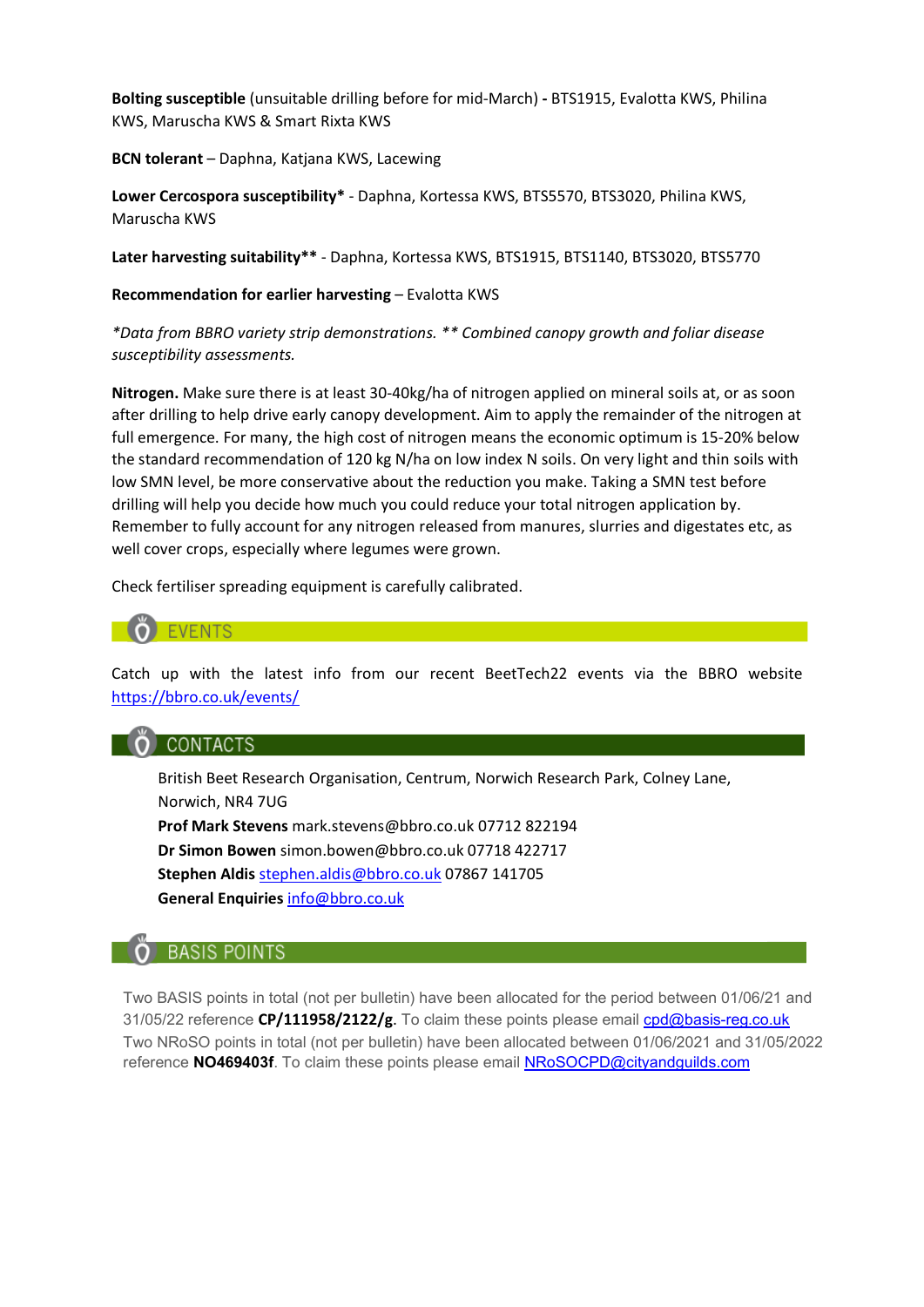**Bolting susceptible** (unsuitable drilling before for mid-March) **-** BTS1915, Evalotta KWS, Philina KWS, Maruscha KWS & Smart Rixta KWS

**BCN tolerant** – Daphna, Katjana KWS, Lacewing

**Lower Cercospora susceptibility*** - Daphna, Kortessa KWS, BTS5570, BTS3020, Philina KWS, Maruscha KWS

**Later harvesting suitability**** - Daphna, Kortessa KWS, BTS1915, BTS1140, BTS3020, BTS5770

**Recommendation for earlier harvesting** – Evalotta KWS

*\*Data from BBRO variety strip demonstrations. \*\* Combined canopy growth and foliar disease susceptibility assessments.*

**Nitrogen.** Make sure there is at least 30-40kg/ha of nitrogen applied on mineral soils at, or as soon after drilling to help drive early canopy development. Aim to apply the remainder of the nitrogen at full emergence. For many, the high cost of nitrogen means the economic optimum is 15-20% below the standard recommendation of 120 kg N/ha on low index N soils. On very light and thin soils with low SMN level, be more conservative about the reduction you make. Taking a SMN test before drilling will help you decide how much you could reduce your total nitrogen application by. Remember to fully account for any nitrogen released from manures, slurries and digestates etc, as well cover crops, especially where legumes were grown.

Check fertiliser spreading equipment is carefully calibrated.

## EVENTS

Catch up with the latest info from our recent BeetTech22 events via the BBRO website https://bbro.co.uk/events/

## CONTACTS

British Beet Research Organisation, Centrum, Norwich Research Park, Colney Lane, Norwich, NR4 7UG
**Prof Mark Stevens** mark.stevens@bbro.co.uk 07712 822194
**Dr Simon Bowen** simon.bowen@bbro.co.uk 07718 422717
**Stephen Aldis** stephen.aldis@bbro.co.uk 07867 141705
**General Enquiries** info@bbro.co.uk

## BASIS POINTS

Two BASIS points in total (not per bulletin) have been allocated for the period between 01/06/21 and 31/05/22 reference **CP/111958/2122/g**. To claim these points please email cpd@basis-reg.co.uk
Two NRoSO points in total (not per bulletin) have been allocated between 01/06/2021 and 31/05/2022 reference **NO469403f**. To claim these points please email NRoSOCPD@cityandguilds.com